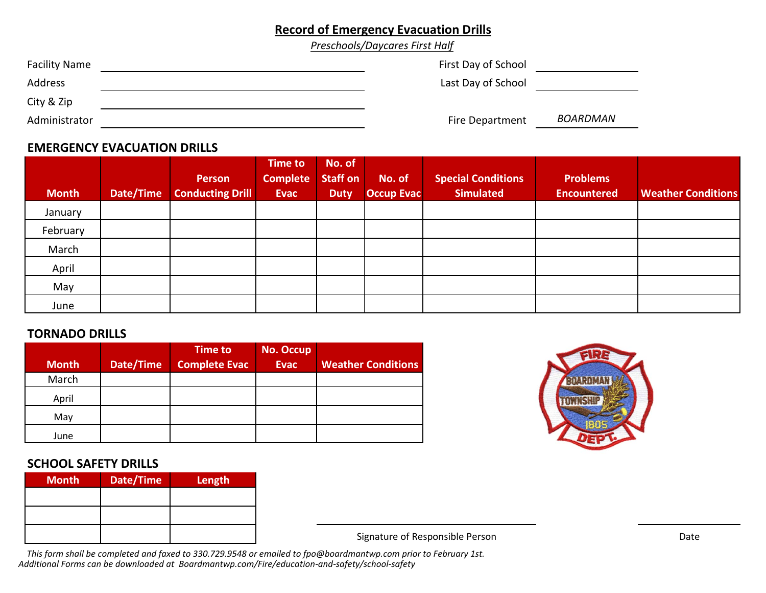# Record of Emergency Evacuation Drills

*Preschools/Daycares First Half*

Facility Name ____________________

Address ____________________

City & Zip ____________________

Administrator ____________________

First Day of School ____________________

Last Day of School ____________________

Fire Department *BOARDMAN*

## EMERGENCY EVACUATION DRILLS

| Month | Date/Time | Person Conducting Drill | Time to Complete Evac | No. of Staff on Duty | No. of Occup Evac | Special Conditions Simulated | Problems Encountered | Weather Conditions |
|---|---|---|---|---|---|---|---|---|
| January | | | | | | | | |
| February | | | | | | | | |
| March | | | | | | | | |
| April | | | | | | | | |
| May | | | | | | | | |
| June | | | | | | | | |

## TORNADO DRILLS

| Month | Date/Time | Time to Complete Evac | No. Occup Evac | Weather Conditions |
|---|---|---|---|---|
| March | | | | |
| April | | | | |
| May | | | | |
| June | | | | |

## SCHOOL SAFETY DRILLS

| Month | Date/Time | Length |
|---|---|---|
| | | |
| | | |
| | | |

Signature of Responsible Person ____________________ Date ____________________

*This form shall be completed and faxed to 330.729.9548 or emailed to fpo@boardmantwp.com prior to February 1st.*
*Additional Forms can be downloaded at Boardmantwp.com/Fire/education-and-safety/school-safety*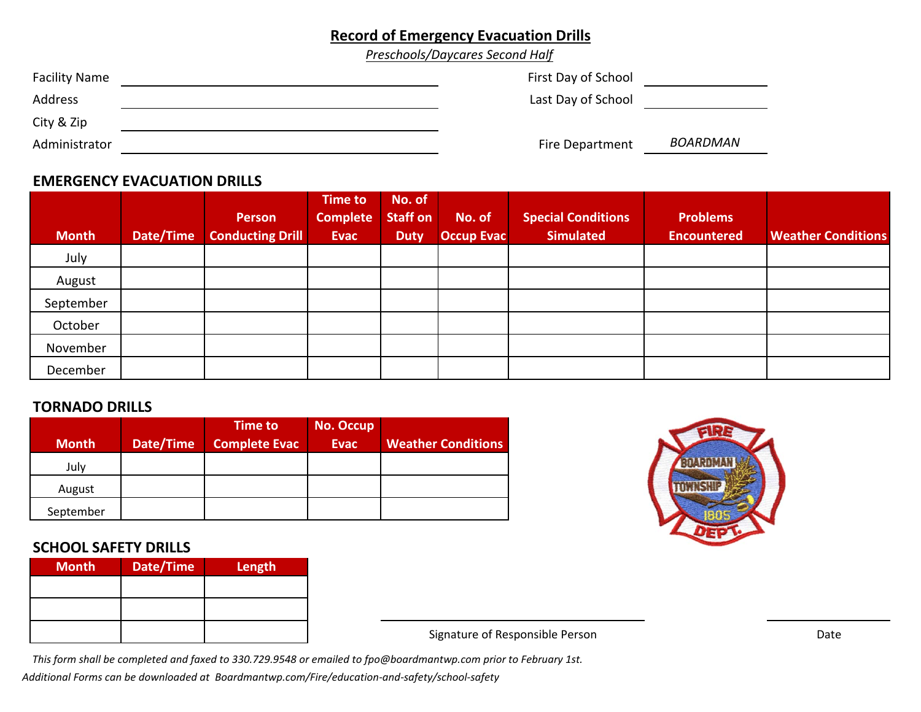# Record of Emergency Evacuation Drills

*Preschools/Daycares Second Half*

Facility Name ____________________

Address ____________________

City & Zip ____________________

Administrator ____________________

First Day of School ____________________

Last Day of School ____________________

Fire Department *BOARDMAN*

## EMERGENCY EVACUATION DRILLS

| Month | Date/Time | Person Conducting Drill | Time to Complete Evac | No. of Staff on Duty | No. of Occup Evac | Special Conditions Simulated | Problems Encountered | Weather Conditions |
|---|---|---|---|---|---|---|---|---|
| July | | | | | | | | |
| August | | | | | | | | |
| September | | | | | | | | |
| October | | | | | | | | |
| November | | | | | | | | |
| December | | | | | | | | |

## TORNADO DRILLS

| Month | Date/Time | Time to Complete Evac | No. Occup Evac | Weather Conditions |
|---|---|---|---|---|
| July | | | | |
| August | | | | |
| September | | | | |

## SCHOOL SAFETY DRILLS

| Month | Date/Time | Length |
|---|---|---|
| | | |
| | | |
| | | |

Signature of Responsible Person ____________________ Date ____________________

*This form shall be completed and faxed to 330.729.9548 or emailed to fpo@boardmantwp.com prior to February 1st.*

*Additional Forms can be downloaded at Boardmantwp.com/Fire/education-and-safety/school-safety*